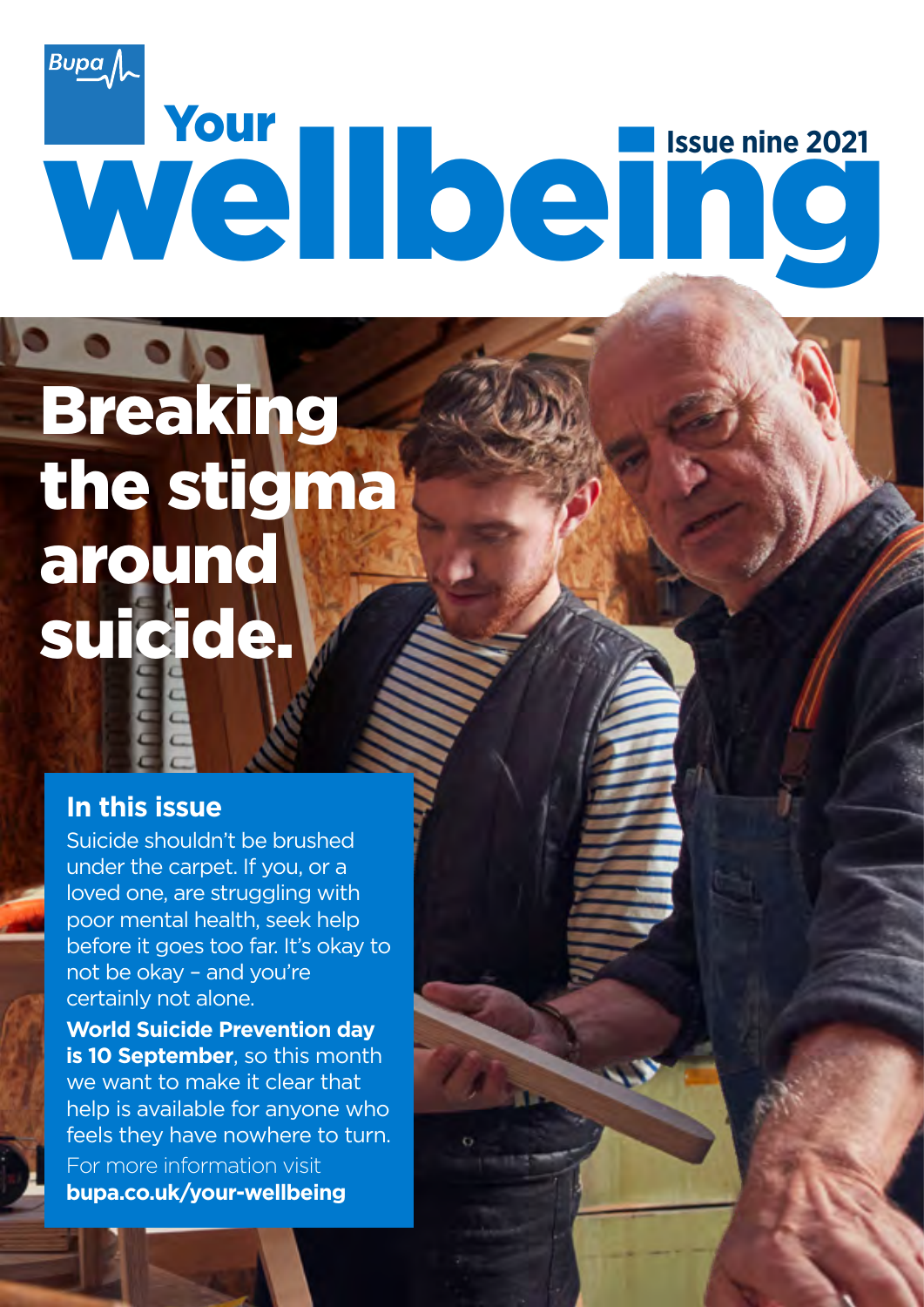Bupa

# Your wellbeing

Issue nine 2021

# Breaking the stigma around suicide.

## In this issue

Suicide shouldn't be brushed under the carpet. If you, or a loved one, are struggling with poor mental health, seek help before it goes too far. It's okay to not be okay – and you're certainly not alone.

**World Suicide Prevention day is 10 September**, so this month we want to make it clear that help is available for anyone who feels they have nowhere to turn.

For more information visit **bupa.co.uk/your-wellbeing**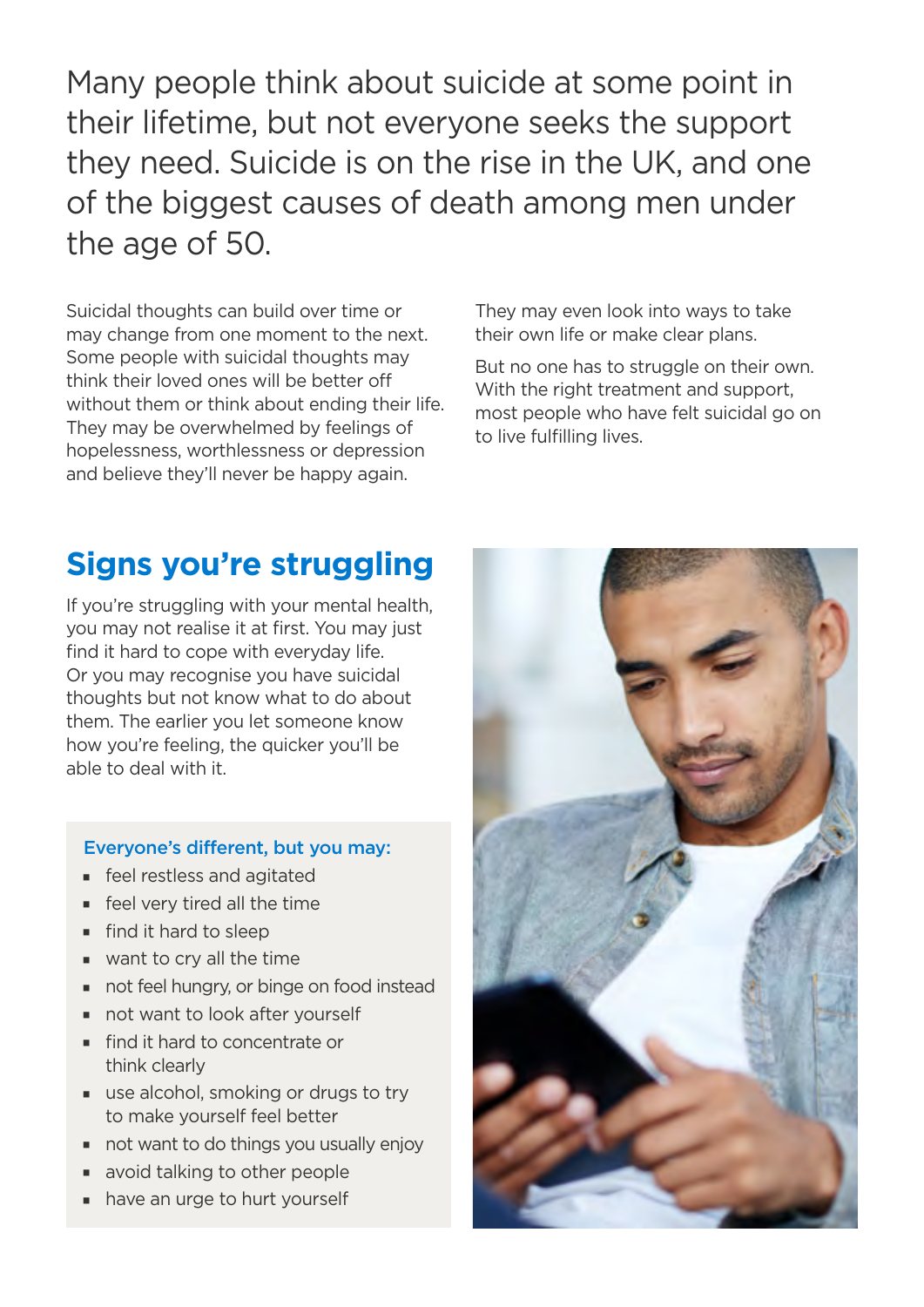Many people think about suicide at some point in their lifetime, but not everyone seeks the support they need. Suicide is on the rise in the UK, and one of the biggest causes of death among men under the age of 50.

Suicidal thoughts can build over time or may change from one moment to the next. Some people with suicidal thoughts may think their loved ones will be better off without them or think about ending their life. They may be overwhelmed by feelings of hopelessness, worthlessness or depression and believe they'll never be happy again.

They may even look into ways to take their own life or make clear plans.

But no one has to struggle on their own. With the right treatment and support, most people who have felt suicidal go on to live fulfilling lives.

## Signs you're struggling

If you're struggling with your mental health, you may not realise it at first. You may just find it hard to cope with everyday life. Or you may recognise you have suicidal thoughts but not know what to do about them. The earlier you let someone know how you're feeling, the quicker you'll be able to deal with it.

**Everyone's different, but you may:**

- feel restless and agitated
- feel very tired all the time
- find it hard to sleep
- want to cry all the time
- not feel hungry, or binge on food instead
- not want to look after yourself
- find it hard to concentrate or think clearly
- use alcohol, smoking or drugs to try to make yourself feel better
- not want to do things you usually enjoy
- avoid talking to other people
- have an urge to hurt yourself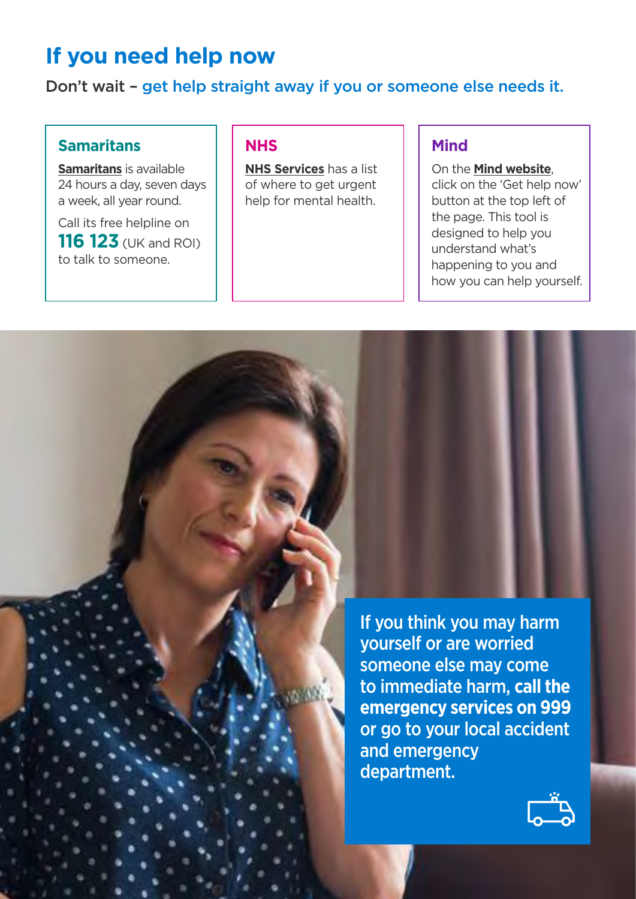# If you need help now

Don't wait – get help straight away if you or someone else needs it.

### Samaritans

**Samaritans** is available 24 hours a day, seven days a week, all year round.

Call its free helpline on **116 123** (UK and ROI) to talk to someone.

### NHS

**NHS Services** has a list of where to get urgent help for mental health.

### Mind

On the **Mind website**, click on the 'Get help now' button at the top left of the page. This tool is designed to help you understand what's happening to you and how you can help yourself.

If you think you may harm yourself or are worried someone else may come to immediate harm, **call the emergency services on 999** or go to your local accident and emergency department.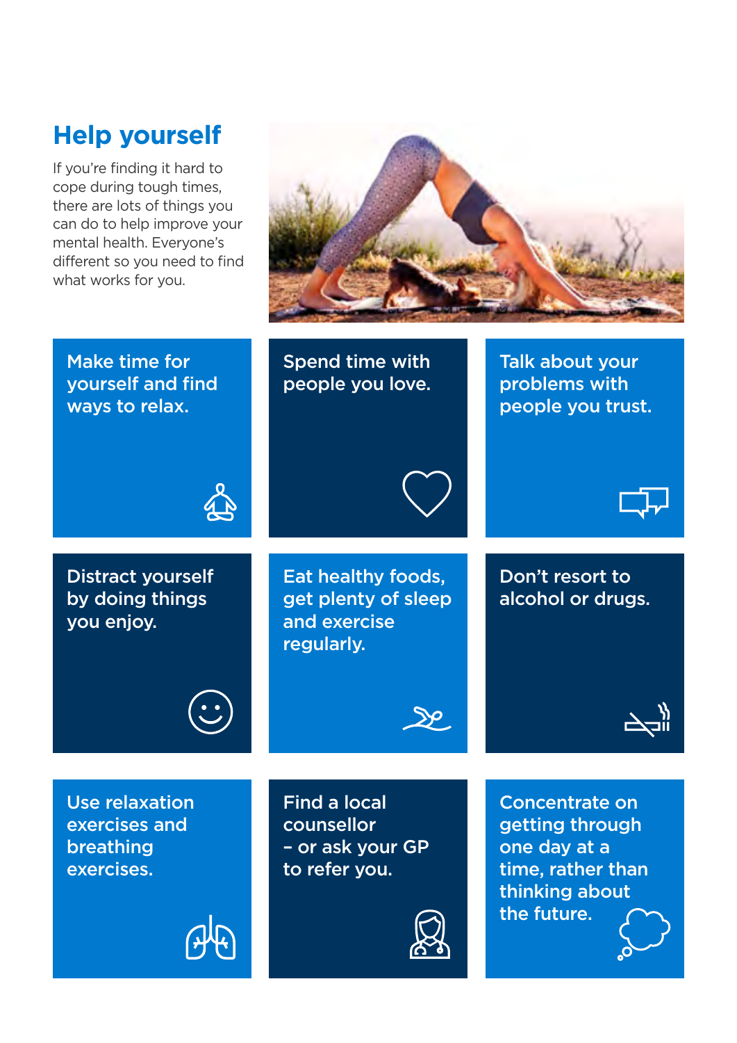# Help yourself

If you're finding it hard to cope during tough times, there are lots of things you can do to help improve your mental health. Everyone's different so you need to find what works for you.

- Make time for yourself and find ways to relax.
- Spend time with people you love.
- Talk about your problems with people you trust.
- Distract yourself by doing things you enjoy.
- Eat healthy foods, get plenty of sleep and exercise regularly.
- Don't resort to alcohol or drugs.
- Use relaxation exercises and breathing exercises.
- Find a local counsellor – or ask your GP to refer you.
- Concentrate on getting through one day at a time, rather than thinking about the future.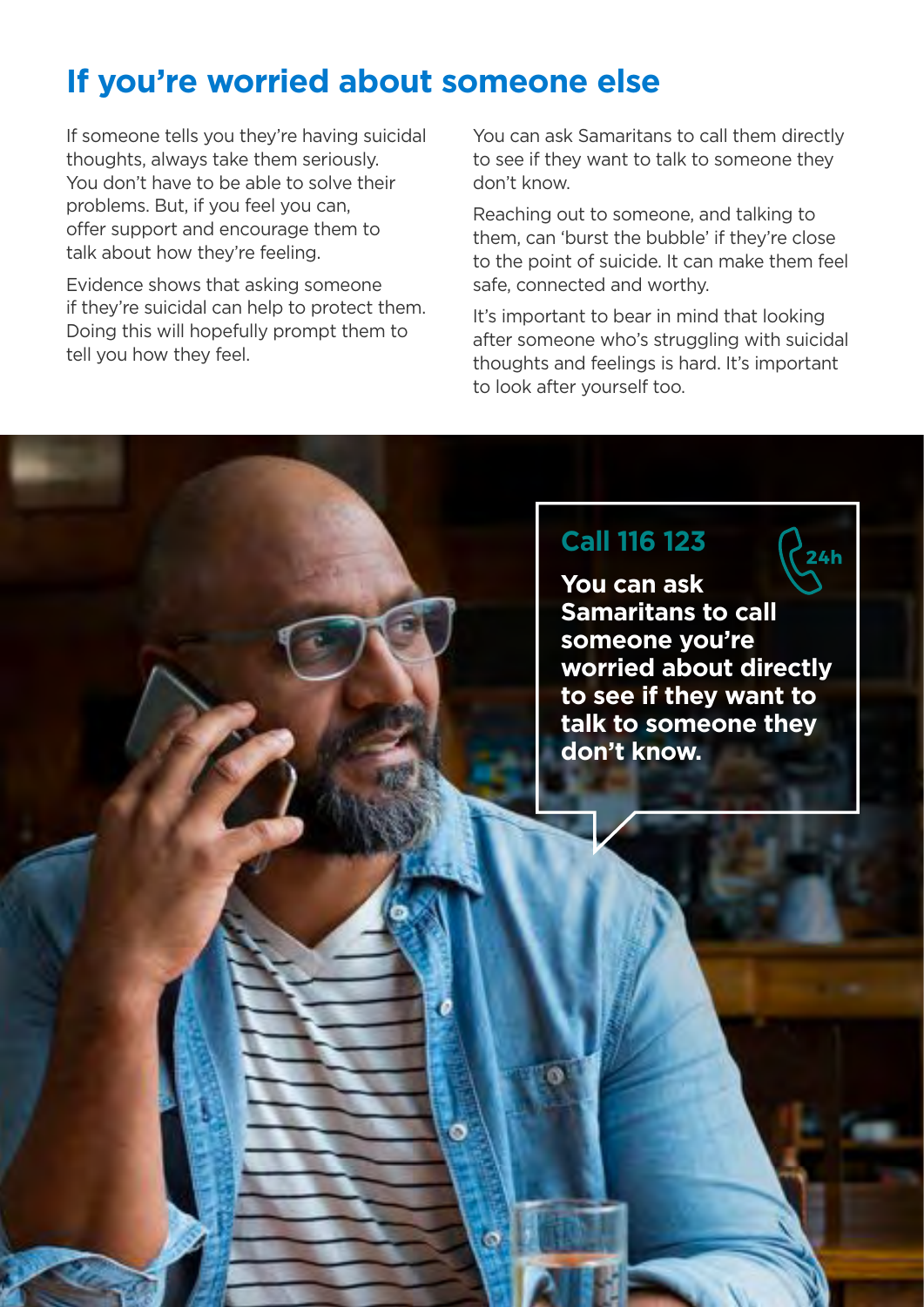# If you're worried about someone else

If someone tells you they're having suicidal thoughts, always take them seriously. You don't have to be able to solve their problems. But, if you feel you can, offer support and encourage them to talk about how they're feeling.

Evidence shows that asking someone if they're suicidal can help to protect them. Doing this will hopefully prompt them to tell you how they feel.

You can ask Samaritans to call them directly to see if they want to talk to someone they don't know.

Reaching out to someone, and talking to them, can 'burst the bubble' if they're close to the point of suicide. It can make them feel safe, connected and worthy.

It's important to bear in mind that looking after someone who's struggling with suicidal thoughts and feelings is hard. It's important to look after yourself too.

## Call 116 123

24h

**You can ask Samaritans to call someone you're worried about directly to see if they want to talk to someone they don't know.**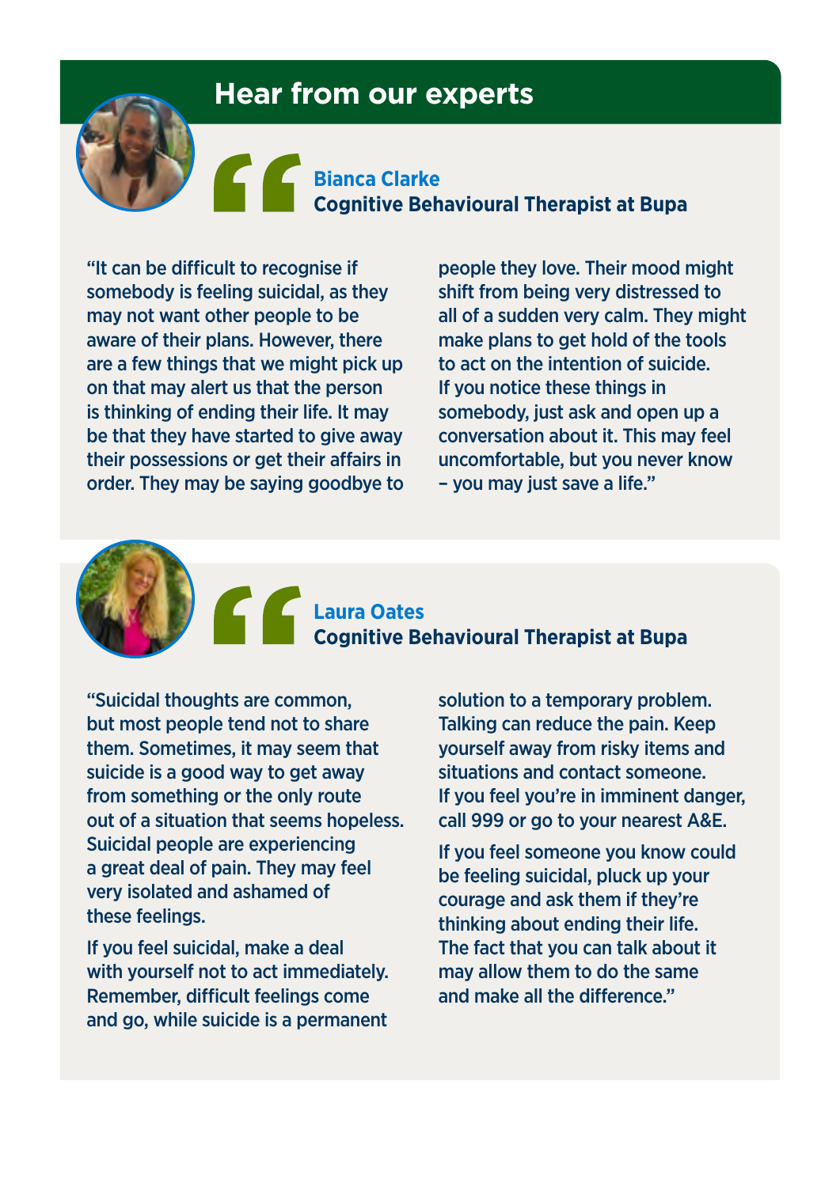## Hear from our experts

**Bianca Clarke**
**Cognitive Behavioural Therapist at Bupa**

"It can be difficult to recognise if somebody is feeling suicidal, as they may not want other people to be aware of their plans. However, there are a few things that we might pick up on that may alert us that the person is thinking of ending their life. It may be that they have started to give away their possessions or get their affairs in order. They may be saying goodbye to people they love. Their mood might shift from being very distressed to all of a sudden very calm. They might make plans to get hold of the tools to act on the intention of suicide. If you notice these things in somebody, just ask and open up a conversation about it. This may feel uncomfortable, but you never know – you may just save a life."

**Laura Oates**
**Cognitive Behavioural Therapist at Bupa**

"Suicidal thoughts are common, but most people tend not to share them. Sometimes, it may seem that suicide is a good way to get away from something or the only route out of a situation that seems hopeless. Suicidal people are experiencing a great deal of pain. They may feel very isolated and ashamed of these feelings.

If you feel suicidal, make a deal with yourself not to act immediately. Remember, difficult feelings come and go, while suicide is a permanent solution to a temporary problem. Talking can reduce the pain. Keep yourself away from risky items and situations and contact someone. If you feel you're in imminent danger, call 999 or go to your nearest A&E.

If you feel someone you know could be feeling suicidal, pluck up your courage and ask them if they're thinking about ending their life. The fact that you can talk about it may allow them to do the same and make all the difference."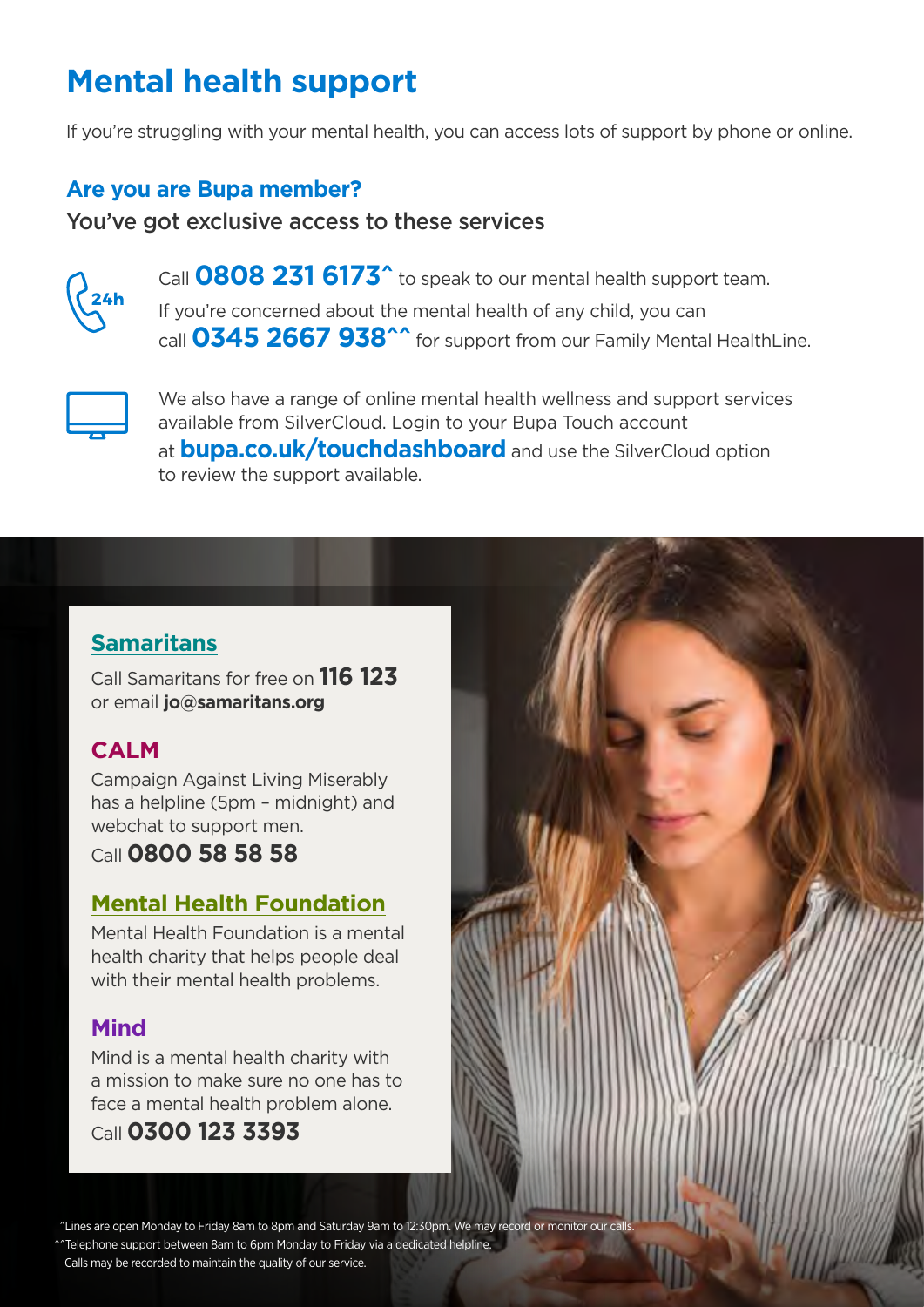# Mental health support

If you're struggling with your mental health, you can access lots of support by phone or online.

## Are you are Bupa member?

### You've got exclusive access to these services

Call **0808 231 6173^** to speak to our mental health support team.

If you're concerned about the mental health of any child, you can call **0345 2667 938^^** for support from our Family Mental HealthLine.

We also have a range of online mental health wellness and support services available from SilverCloud. Login to your Bupa Touch account at **bupa.co.uk/touchdashboard** and use the SilverCloud option to review the support available.

### Samaritans

Call Samaritans for free on **116 123** or email **jo@samaritans.org**

### CALM

Campaign Against Living Miserably has a helpline (5pm – midnight) and webchat to support men.

Call **0800 58 58 58**

### Mental Health Foundation

Mental Health Foundation is a mental health charity that helps people deal with their mental health problems.

### Mind

Mind is a mental health charity with a mission to make sure no one has to face a mental health problem alone.

Call **0300 123 3393**

^Lines are open Monday to Friday 8am to 8pm and Saturday 9am to 12:30pm. We may record or monitor our calls.

^^Telephone support between 8am to 6pm Monday to Friday via a dedicated helpline. Calls may be recorded to maintain the quality of our service.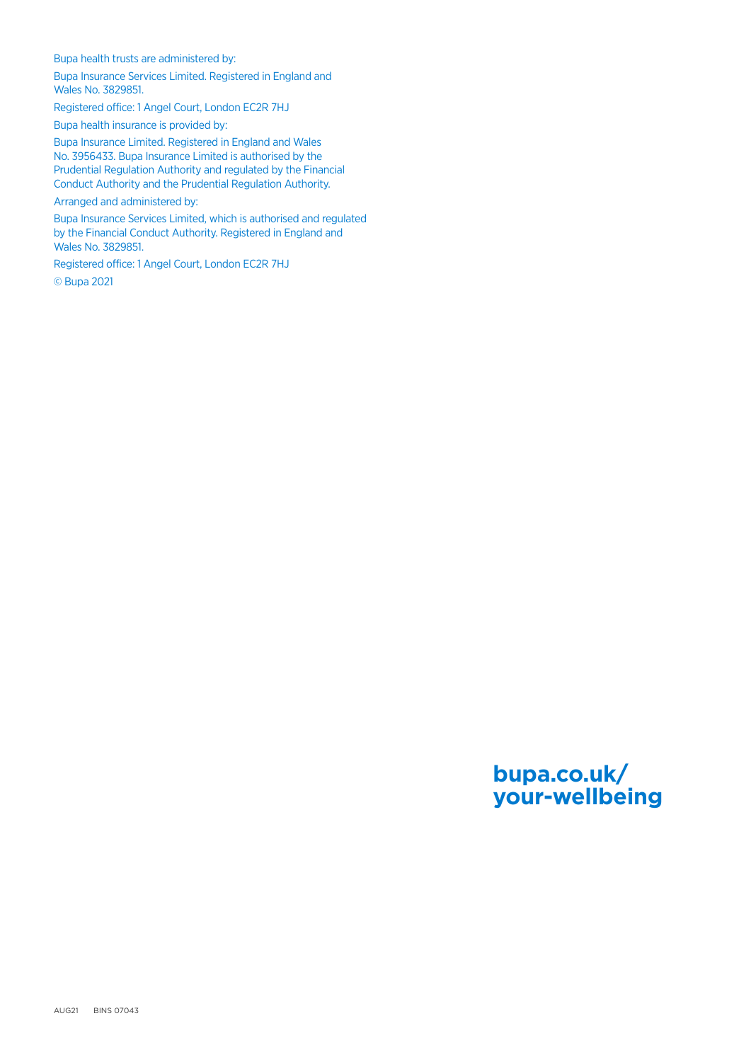Bupa health trusts are administered by:

Bupa Insurance Services Limited. Registered in England and Wales No. 3829851.

Registered office: 1 Angel Court, London EC2R 7HJ

Bupa health insurance is provided by:

Bupa Insurance Limited. Registered in England and Wales No. 3956433. Bupa Insurance Limited is authorised by the Prudential Regulation Authority and regulated by the Financial Conduct Authority and the Prudential Regulation Authority.

Arranged and administered by:

Bupa Insurance Services Limited, which is authorised and regulated by the Financial Conduct Authority. Registered in England and Wales No. 3829851.

Registered office: 1 Angel Court, London EC2R 7HJ

© Bupa 2021

**bupa.co.uk/your-wellbeing**

AUG21 BINS 07043